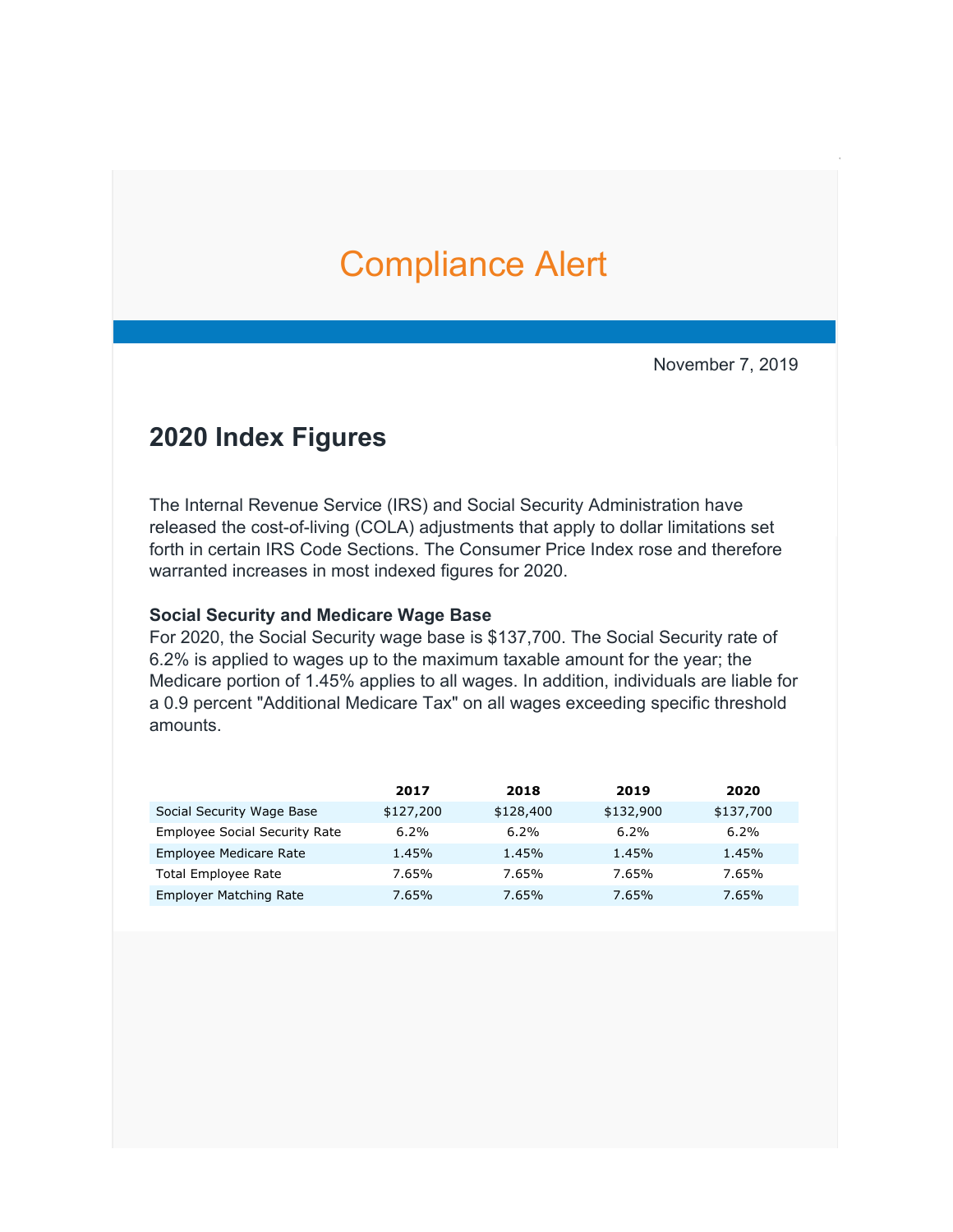# Compliance Alert

November 7, 2019

## 2020 Index Figures

The Internal Revenue Service (IRS) and Social Security Administration have released the cost-of-living (COLA) adjustments that apply to dollar limitations set forth in certain IRS Code Sections. The Consumer Price Index rose and therefore warranted increases in most indexed figures for 2020.

### Social Security and Medicare Wage Base

For 2020, the Social Security wage base is $137,700. The Social Security rate of 6.2% is applied to wages up to the maximum taxable amount for the year; the Medicare portion of 1.45% applies to all wages. In addition, individuals are liable for a 0.9 percent "Additional Medicare Tax" on all wages exceeding specific threshold amounts.

| | 2017 | 2018 | 2019 | 2020 |
|---|---|---|---|---|
| Social Security Wage Base | $127,200 | $128,400 | $132,900 | $137,700 |
| Employee Social Security Rate | 6.2% | 6.2% | 6.2% | 6.2% |
| Employee Medicare Rate | 1.45% | 1.45% | 1.45% | 1.45% |
| Total Employee Rate | 7.65% | 7.65% | 7.65% | 7.65% |
| Employer Matching Rate | 7.65% | 7.65% | 7.65% | 7.65% |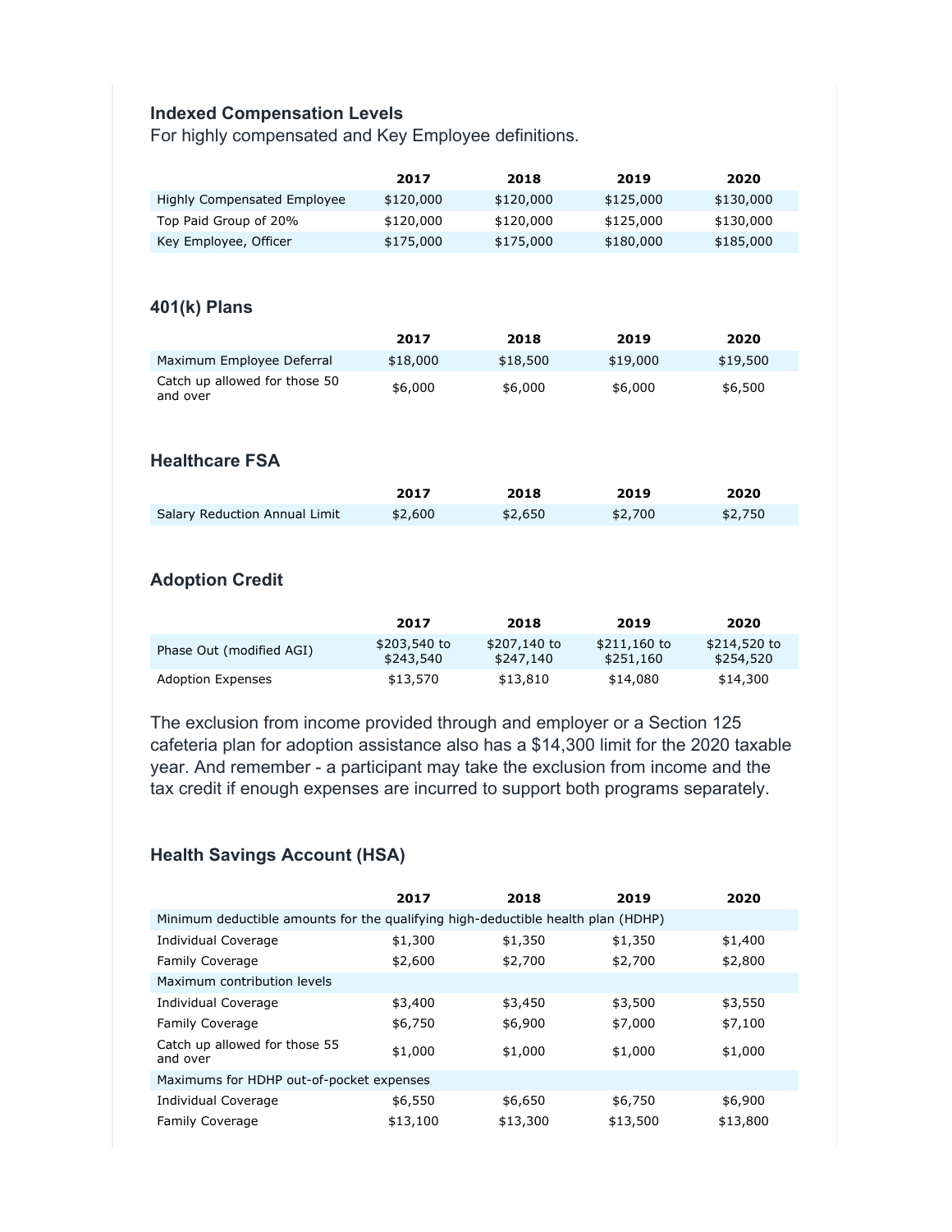### Indexed Compensation Levels

For highly compensated and Key Employee definitions.

| | 2017 | 2018 | 2019 | 2020 |
|---|---|---|---|---|
| Highly Compensated Employee | $120,000 | $120,000 | $125,000 | $130,000 |
| Top Paid Group of 20% | $120,000 | $120,000 | $125,000 | $130,000 |
| Key Employee, Officer | $175,000 | $175,000 | $180,000 | $185,000 |

### 401(k) Plans

| | 2017 | 2018 | 2019 | 2020 |
|---|---|---|---|---|
| Maximum Employee Deferral | $18,000 | $18,500 | $19,000 | $19,500 |
| Catch up allowed for those 50 and over | $6,000 | $6,000 | $6,000 | $6,500 |

### Healthcare FSA

| | 2017 | 2018 | 2019 | 2020 |
|---|---|---|---|---|
| Salary Reduction Annual Limit | $2,600 | $2,650 | $2,700 | $2,750 |

### Adoption Credit

| | 2017 | 2018 | 2019 | 2020 |
|---|---|---|---|---|
| Phase Out (modified AGI) | $203,540 to $243,540 | $207,140 to $247,140 | $211,160 to $251,160 | $214,520 to $254,520 |
| Adoption Expenses | $13,570 | $13,810 | $14,080 | $14,300 |

The exclusion from income provided through and employer or a Section 125 cafeteria plan for adoption assistance also has a $14,300 limit for the 2020 taxable year. And remember - a participant may take the exclusion from income and the tax credit if enough expenses are incurred to support both programs separately.

### Health Savings Account (HSA)

| | 2017 | 2018 | 2019 | 2020 |
|---|---|---|---|---|
| Minimum deductible amounts for the qualifying high-deductible health plan (HDHP) | | | | |
| Individual Coverage | $1,300 | $1,350 | $1,350 | $1,400 |
| Family Coverage | $2,600 | $2,700 | $2,700 | $2,800 |
| Maximum contribution levels | | | | |
| Individual Coverage | $3,400 | $3,450 | $3,500 | $3,550 |
| Family Coverage | $6,750 | $6,900 | $7,000 | $7,100 |
| Catch up allowed for those 55 and over | $1,000 | $1,000 | $1,000 | $1,000 |
| Maximums for HDHP out-of-pocket expenses | | | | |
| Individual Coverage | $6,550 | $6,650 | $6,750 | $6,900 |
| Family Coverage | $13,100 | $13,300 | $13,500 | $13,800 |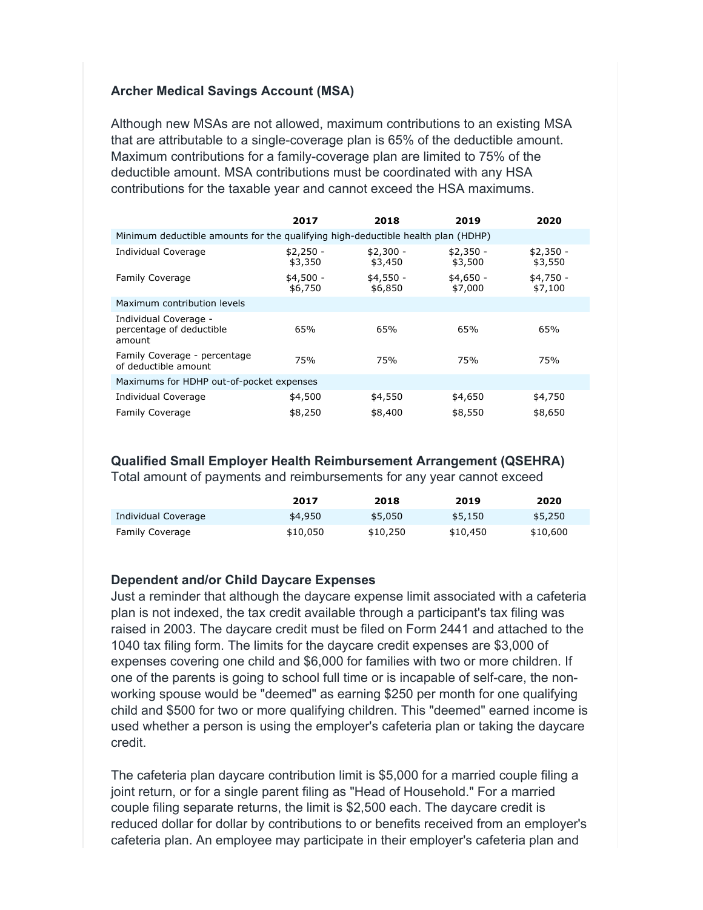### Archer Medical Savings Account (MSA)

Although new MSAs are not allowed, maximum contributions to an existing MSA that are attributable to a single-coverage plan is 65% of the deductible amount. Maximum contributions for a family-coverage plan are limited to 75% of the deductible amount. MSA contributions must be coordinated with any HSA contributions for the taxable year and cannot exceed the HSA maximums.

| | 2017 | 2018 | 2019 | 2020 |
|---|---|---|---|---|
| Minimum deductible amounts for the qualifying high-deductible health plan (HDHP) | | | | |
| Individual Coverage | $2,250 - $3,350 | $2,300 - $3,450 | $2,350 - $3,500 | $2,350 - $3,550 |
| Family Coverage | $4,500 - $6,750 | $4,550 - $6,850 | $4,650 - $7,000 | $4,750 - $7,100 |
| Maximum contribution levels | | | | |
| Individual Coverage - percentage of deductible amount | 65% | 65% | 65% | 65% |
| Family Coverage - percentage of deductible amount | 75% | 75% | 75% | 75% |
| Maximums for HDHP out-of-pocket expenses | | | | |
| Individual Coverage | $4,500 | $4,550 | $4,650 | $4,750 |
| Family Coverage | $8,250 | $8,400 | $8,550 | $8,650 |

### Qualified Small Employer Health Reimbursement Arrangement (QSEHRA)

Total amount of payments and reimbursements for any year cannot exceed

| | 2017 | 2018 | 2019 | 2020 |
|---|---|---|---|---|
| Individual Coverage | $4,950 | $5,050 | $5,150 | $5,250 |
| Family Coverage | $10,050 | $10,250 | $10,450 | $10,600 |

### Dependent and/or Child Daycare Expenses

Just a reminder that although the daycare expense limit associated with a cafeteria plan is not indexed, the tax credit available through a participant's tax filing was raised in 2003. The daycare credit must be filed on Form 2441 and attached to the 1040 tax filing form. The limits for the daycare credit expenses are $3,000 of expenses covering one child and $6,000 for families with two or more children. If one of the parents is going to school full time or is incapable of self-care, the non-working spouse would be "deemed" as earning $250 per month for one qualifying child and $500 for two or more qualifying children. This "deemed" earned income is used whether a person is using the employer's cafeteria plan or taking the daycare credit.

The cafeteria plan daycare contribution limit is $5,000 for a married couple filing a joint return, or for a single parent filing as "Head of Household." For a married couple filing separate returns, the limit is $2,500 each. The daycare credit is reduced dollar for dollar by contributions to or benefits received from an employer's cafeteria plan. An employee may participate in their employer's cafeteria plan and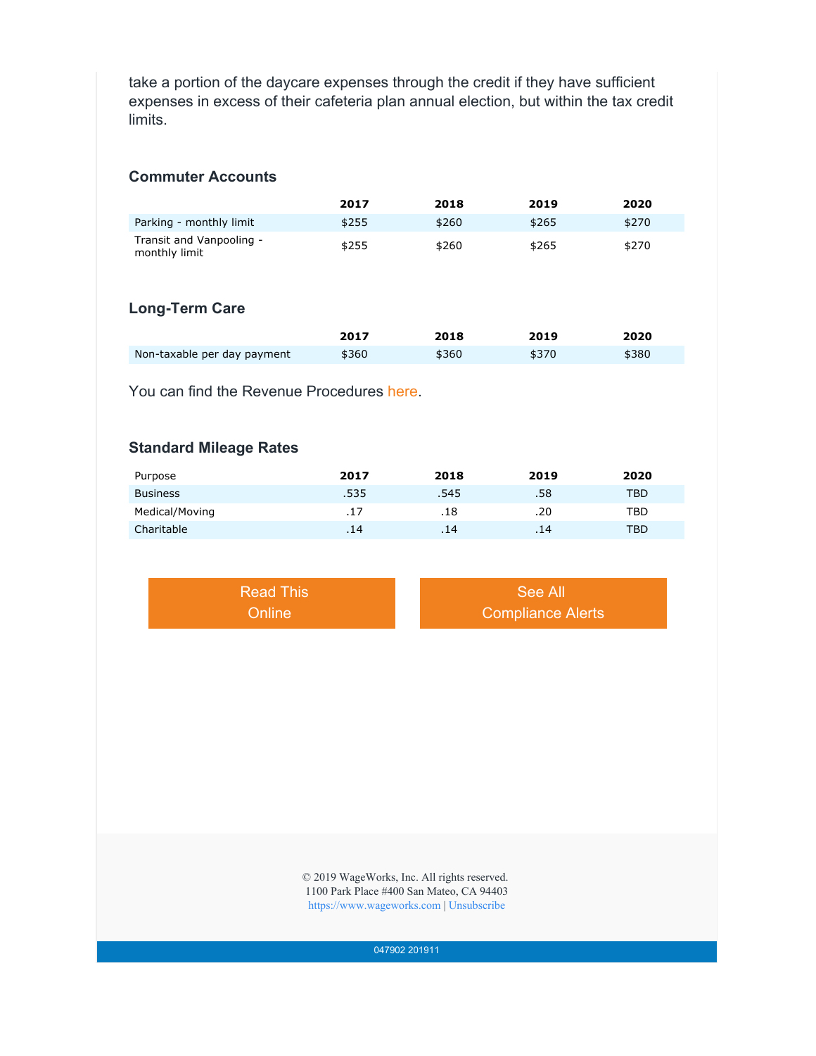take a portion of the daycare expenses through the credit if they have sufficient expenses in excess of their cafeteria plan annual election, but within the tax credit limits.

### Commuter Accounts

| | 2017 | 2018 | 2019 | 2020 |
|---|---|---|---|---|
| Parking - monthly limit | $255 | $260 | $265 | $270 |
| Transit and Vanpooling - monthly limit | $255 | $260 | $265 | $270 |

### Long-Term Care

| | 2017 | 2018 | 2019 | 2020 |
|---|---|---|---|---|
| Non-taxable per day payment | $360 | $360 | $370 | $380 |

You can find the Revenue Procedures here.

### Standard Mileage Rates

| Purpose | 2017 | 2018 | 2019 | 2020 |
|---|---|---|---|---|
| Business | .535 | .545 | .58 | TBD |
| Medical/Moving | .17 | .18 | .20 | TBD |
| Charitable | .14 | .14 | .14 | TBD |

Read This Online

See All Compliance Alerts

© 2019 WageWorks, Inc. All rights reserved.
1100 Park Place #400 San Mateo, CA 94403
https://www.wageworks.com | Unsubscribe

047902 201911